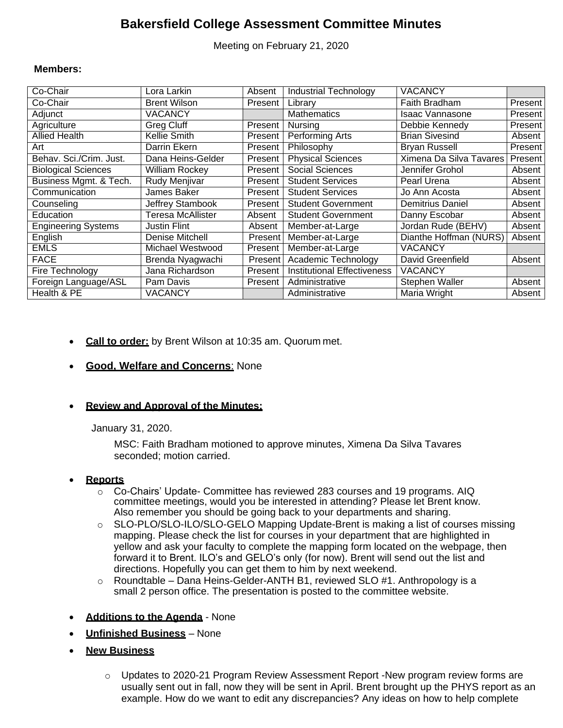# Bakersfield College Assessment Committee Minutes

Meeting on February 21, 2020

**Members:**

| | | | | | |
|---|---|---|---|---|---|
| Co-Chair | Lora Larkin | Absent | Industrial Technology | VACANCY | |
| Co-Chair | Brent Wilson | Present | Library | Faith Bradham | Present |
| Adjunct | VACANCY | | Mathematics | Isaac Vannasone | Present |
| Agriculture | Greg Cluff | Present | Nursing | Debbie Kennedy | Present |
| Allied Health | Kellie Smith | Present | Performing Arts | Brian Sivesind | Absent |
| Art | Darrin Ekern | Present | Philosophy | Bryan Russell | Present |
| Behav. Sci./Crim. Just. | Dana Heins-Gelder | Present | Physical Sciences | Ximena Da Silva Tavares | Present |
| Biological Sciences | William Rockey | Present | Social Sciences | Jennifer Grohol | Absent |
| Business Mgmt. & Tech. | Rudy Menjivar | Present | Student Services | Pearl Urena | Absent |
| Communication | James Baker | Present | Student Services | Jo Ann Acosta | Absent |
| Counseling | Jeffrey Stambook | Present | Student Government | Demitrius Daniel | Absent |
| Education | Teresa McAllister | Absent | Student Government | Danny Escobar | Absent |
| Engineering Systems | Justin Flint | Absent | Member-at-Large | Jordan Rude (BEHV) | Absent |
| English | Denise Mitchell | Present | Member-at-Large | Dianthe Hoffman (NURS) | Absent |
| EMLS | Michael Westwood | Present | Member-at-Large | VACANCY | |
| FACE | Brenda Nyagwachi | Present | Academic Technology | David Greenfield | Absent |
| Fire Technology | Jana Richardson | Present | Institutional Effectiveness | VACANCY | |
| Foreign Language/ASL | Pam Davis | Present | Administrative | Stephen Waller | Absent |
| Health & PE | VACANCY | | Administrative | Maria Wright | Absent |

- **Call to order:** by Brent Wilson at 10:35 am. Quorum met.
- **Good, Welfare and Concerns**: None
- **Review and Approval of the Minutes:**

  January 31, 2020.

  MSC: Faith Bradham motioned to approve minutes, Ximena Da Silva Tavares seconded; motion carried.

- **Reports**
  - Co-Chairs' Update- Committee has reviewed 283 courses and 19 programs. AIQ committee meetings, would you be interested in attending? Please let Brent know. Also remember you should be going back to your departments and sharing.
  - SLO-PLO/SLO-ILO/SLO-GELO Mapping Update-Brent is making a list of courses missing mapping. Please check the list for courses in your department that are highlighted in yellow and ask your faculty to complete the mapping form located on the webpage, then forward it to Brent. ILO's and GELO's only (for now). Brent will send out the list and directions. Hopefully you can get them to him by next weekend.
  - Roundtable – Dana Heins-Gelder-ANTH B1, reviewed SLO #1. Anthropology is a small 2 person office. The presentation is posted to the committee website.
- **Additions to the Agenda** - None
- **Unfinished Business** – None
- **New Business**
  - Updates to 2020-21 Program Review Assessment Report -New program review forms are usually sent out in fall, now they will be sent in April. Brent brought up the PHYS report as an example. How do we want to edit any discrepancies? Any ideas on how to help complete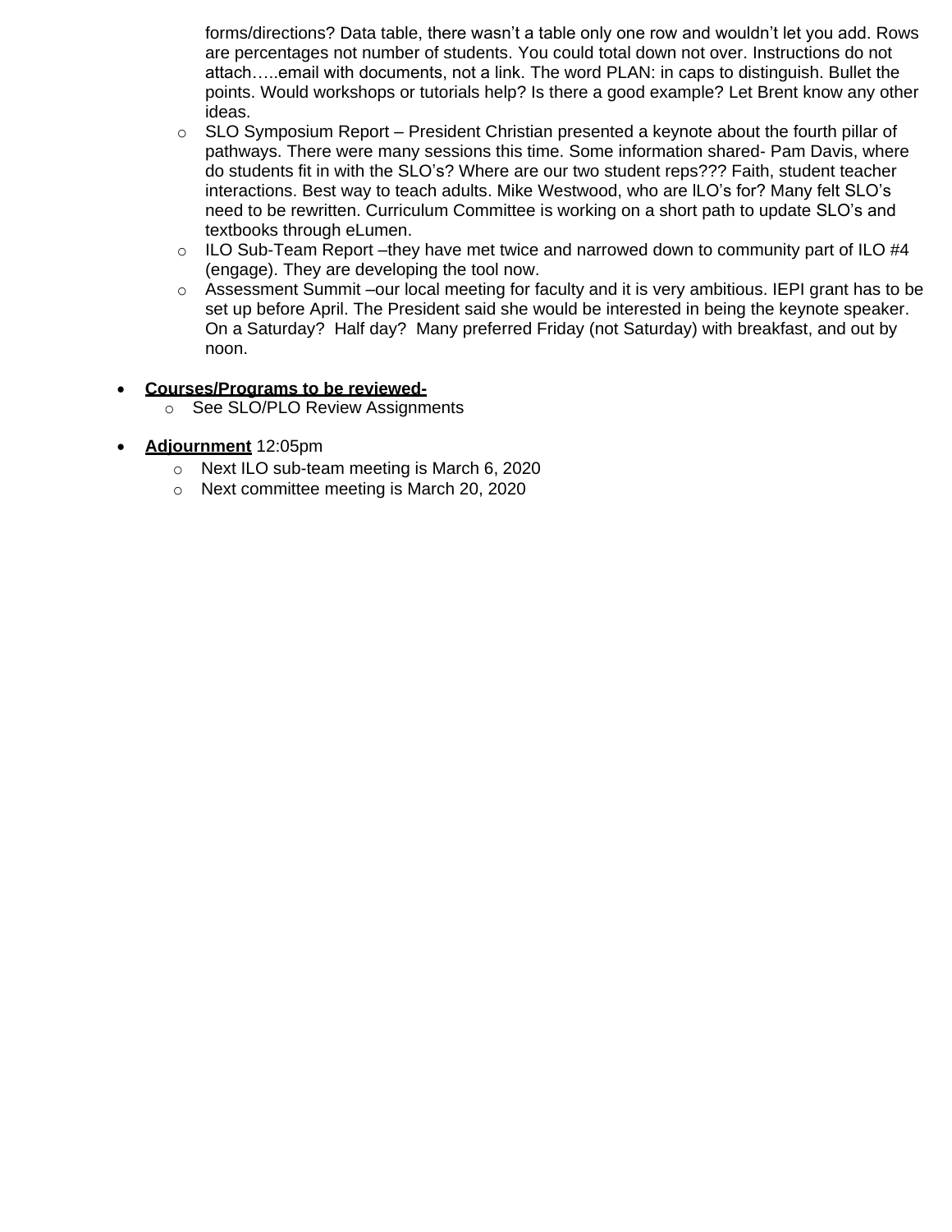- forms/directions? Data table, there wasn't a table only one row and wouldn't let you add. Rows are percentages not number of students. You could total down not over. Instructions do not attach…..email with documents, not a link. The word PLAN: in caps to distinguish. Bullet the points. Would workshops or tutorials help? Is there a good example? Let Brent know any other ideas.
  - SLO Symposium Report – President Christian presented a keynote about the fourth pillar of pathways. There were many sessions this time. Some information shared- Pam Davis, where do students fit in with the SLO's? Where are our two student reps??? Faith, student teacher interactions. Best way to teach adults. Mike Westwood, who are ILO's for? Many felt SLO's need to be rewritten. Curriculum Committee is working on a short path to update SLO's and textbooks through eLumen.
  - ILO Sub-Team Report –they have met twice and narrowed down to community part of ILO #4 (engage). They are developing the tool now.
  - Assessment Summit –our local meeting for faculty and it is very ambitious. IEPI grant has to be set up before April. The President said she would be interested in being the keynote speaker. On a Saturday? Half day? Many preferred Friday (not Saturday) with breakfast, and out by noon.

- **Courses/Programs to be reviewed-**
  - See SLO/PLO Review Assignments

- **Adjournment** 12:05pm
  - Next ILO sub-team meeting is March 6, 2020
  - Next committee meeting is March 20, 2020